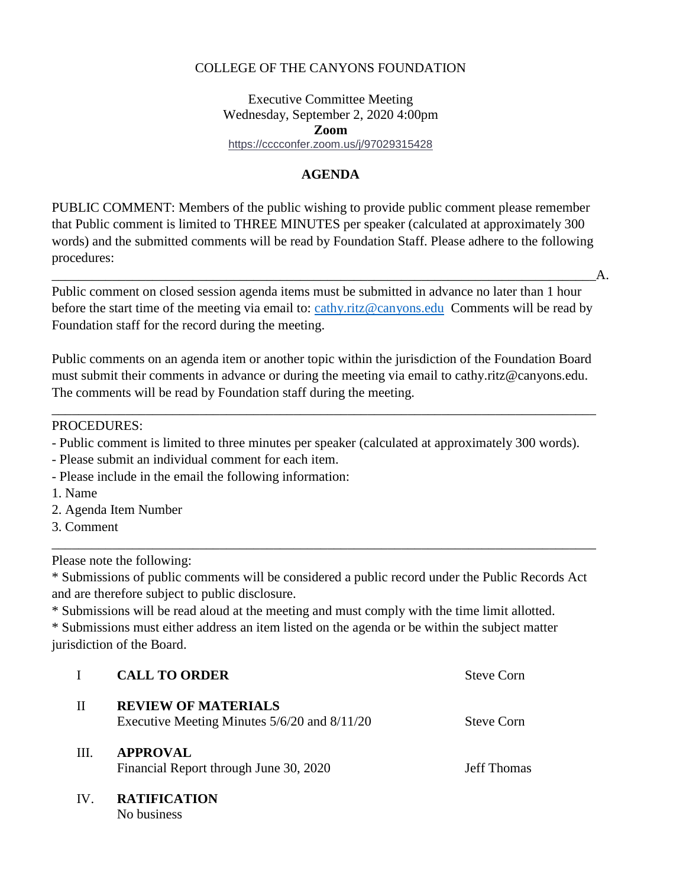COLLEGE OF THE CANYONS FOUNDATION

Executive Committee Meeting
Wednesday, September 2, 2020 4:00pm
**Zoom**
https://cccconfer.zoom.us/j/97029315428

## AGENDA

PUBLIC COMMENT: Members of the public wishing to provide public comment please remember that Public comment is limited to THREE MINUTES per speaker (calculated at approximately 300 words) and the submitted comments will be read by Foundation Staff. Please adhere to the following procedures:

______________________________________________________________________________A.

Public comment on closed session agenda items must be submitted in advance no later than 1 hour before the start time of the meeting via email to: cathy.ritz@canyons.edu Comments will be read by Foundation staff for the record during the meeting.

Public comments on an agenda item or another topic within the jurisdiction of the Foundation Board must submit their comments in advance or during the meeting via email to cathy.ritz@canyons.edu. The comments will be read by Foundation staff during the meeting.

---

PROCEDURES:
- Public comment is limited to three minutes per speaker (calculated at approximately 300 words).
- Please submit an individual comment for each item.
- Please include in the email the following information:
1. Name
2. Agenda Item Number
3. Comment

---

Please note the following:
* Submissions of public comments will be considered a public record under the Public Records Act and are therefore subject to public disclosure.
* Submissions will be read aloud at the meeting and must comply with the time limit allotted.
* Submissions must either address an item listed on the agenda or be within the subject matter jurisdiction of the Board.

| | | |
|---|---|---|
| I | **CALL TO ORDER** | Steve Corn |
| II | **REVIEW OF MATERIALS**<br>Executive Meeting Minutes 5/6/20 and 8/11/20 | Steve Corn |
| III. | **APPROVAL**<br>Financial Report through June 30, 2020 | Jeff Thomas |
| IV. | **RATIFICATION**<br>No business | |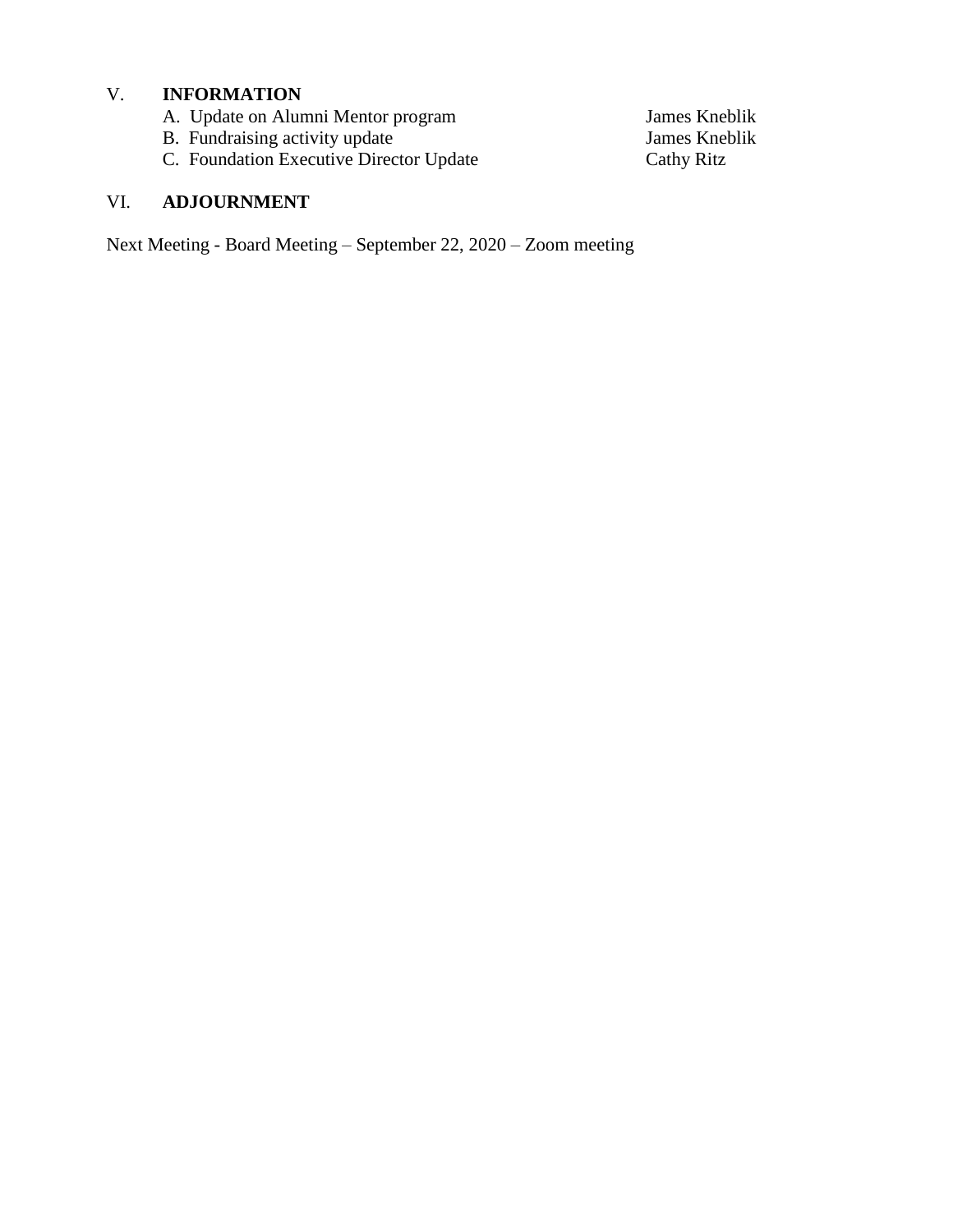## V. **INFORMATION**

| | |
|---|---|
| A. Update on Alumni Mentor program | James Kneblik |
| B. Fundraising activity update | James Kneblik |
| C. Foundation Executive Director Update | Cathy Ritz |

## VI. **ADJOURNMENT**

Next Meeting - Board Meeting – September 22, 2020 – Zoom meeting